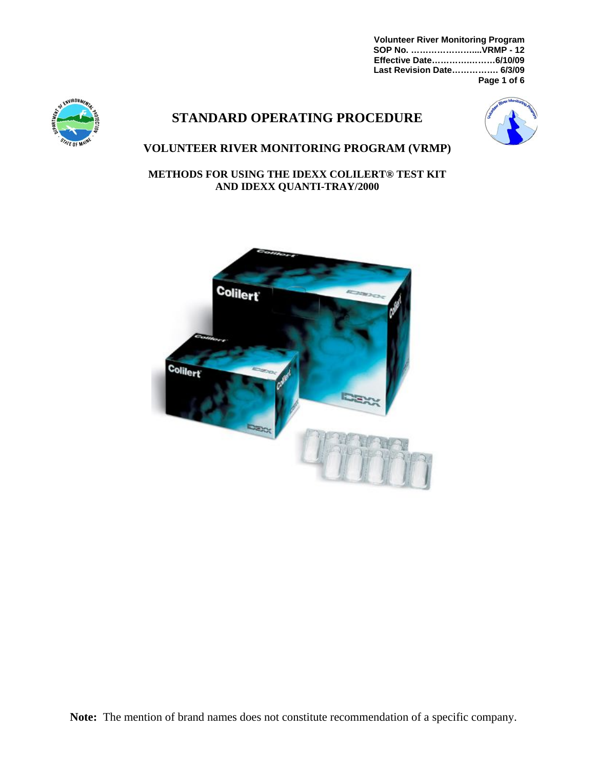Volunteer River Monitoring Program
SOP No. ………………….....VRMP - 12
Effective Date………….……..6/10/09
Last Revision Date……………. 6/3/09

# STANDARD OPERATING PROCEDURE

## VOLUNTEER RIVER MONITORING PROGRAM (VRMP)

### METHODS FOR USING THE IDEXX COLILERT® TEST KIT AND IDEXX QUANTI-TRAY/2000

**Note:** The mention of brand names does not constitute recommendation of a specific company.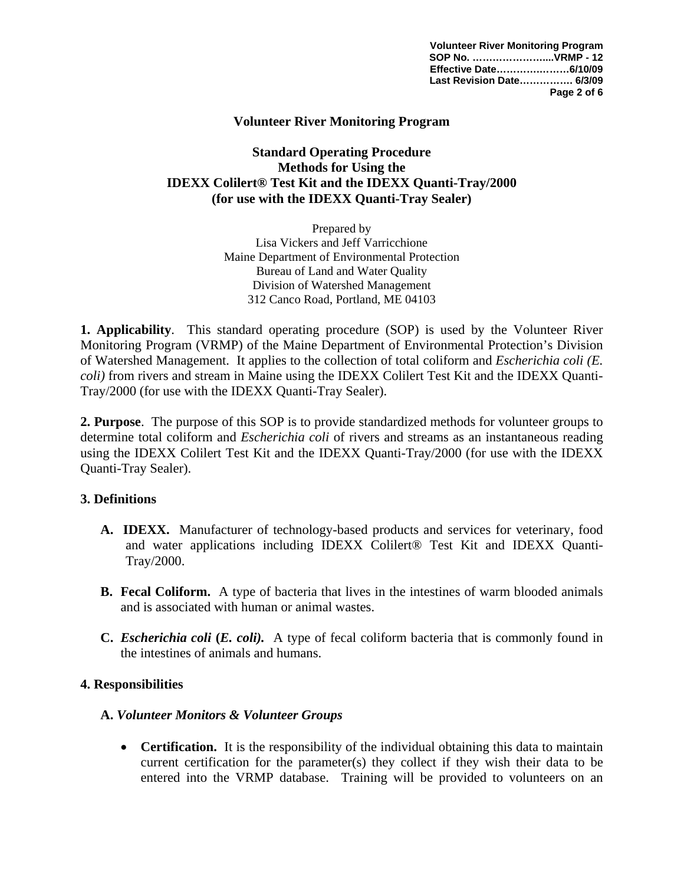**Volunteer River Monitoring Program**

**Standard Operating Procedure**
**Methods for Using the**
**IDEXX Colilert® Test Kit and the IDEXX Quanti-Tray/2000**
**(for use with the IDEXX Quanti-Tray Sealer)**

Prepared by
Lisa Vickers and Jeff Varricchione
Maine Department of Environmental Protection
Bureau of Land and Water Quality
Division of Watershed Management
312 Canco Road, Portland, ME 04103

**1. Applicability**. This standard operating procedure (SOP) is used by the Volunteer River Monitoring Program (VRMP) of the Maine Department of Environmental Protection's Division of Watershed Management. It applies to the collection of total coliform and *Escherichia coli (E. coli)* from rivers and stream in Maine using the IDEXX Colilert Test Kit and the IDEXX Quanti-Tray/2000 (for use with the IDEXX Quanti-Tray Sealer).

**2. Purpose**. The purpose of this SOP is to provide standardized methods for volunteer groups to determine total coliform and *Escherichia coli* of rivers and streams as an instantaneous reading using the IDEXX Colilert Test Kit and the IDEXX Quanti-Tray/2000 (for use with the IDEXX Quanti-Tray Sealer).

**3. Definitions**

**A. IDEXX.** Manufacturer of technology-based products and services for veterinary, food and water applications including IDEXX Colilert® Test Kit and IDEXX Quanti-Tray/2000.

**B. Fecal Coliform.** A type of bacteria that lives in the intestines of warm blooded animals and is associated with human or animal wastes.

**C. *Escherichia coli* (*E. coli).*** A type of fecal coliform bacteria that is commonly found in the intestines of animals and humans.

**4. Responsibilities**

**A.** ***Volunteer Monitors & Volunteer Groups***

- **Certification.** It is the responsibility of the individual obtaining this data to maintain current certification for the parameter(s) they collect if they wish their data to be entered into the VRMP database. Training will be provided to volunteers on an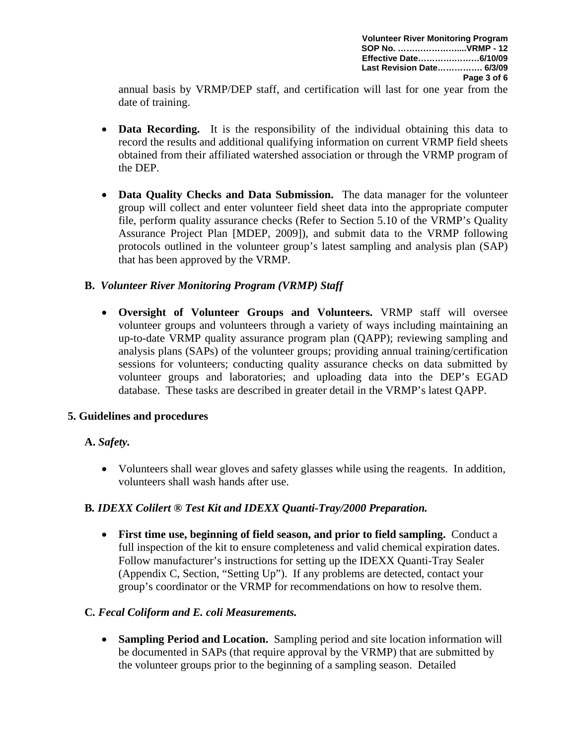annual basis by VRMP/DEP staff, and certification will last for one year from the date of training.

- **Data Recording.** It is the responsibility of the individual obtaining this data to record the results and additional qualifying information on current VRMP field sheets obtained from their affiliated watershed association or through the VRMP program of the DEP.

- **Data Quality Checks and Data Submission.** The data manager for the volunteer group will collect and enter volunteer field sheet data into the appropriate computer file, perform quality assurance checks (Refer to Section 5.10 of the VRMP's Quality Assurance Project Plan [MDEP, 2009]), and submit data to the VRMP following protocols outlined in the volunteer group's latest sampling and analysis plan (SAP) that has been approved by the VRMP.

**B.** ***Volunteer River Monitoring Program (VRMP) Staff***

- **Oversight of Volunteer Groups and Volunteers.** VRMP staff will oversee volunteer groups and volunteers through a variety of ways including maintaining an up-to-date VRMP quality assurance program plan (QAPP); reviewing sampling and analysis plans (SAPs) of the volunteer groups; providing annual training/certification sessions for volunteers; conducting quality assurance checks on data submitted by volunteer groups and laboratories; and uploading data into the DEP's EGAD database. These tasks are described in greater detail in the VRMP's latest QAPP.

## 5. Guidelines and procedures

**A.** ***Safety.***

- Volunteers shall wear gloves and safety glasses while using the reagents. In addition, volunteers shall wash hands after use.

**B.** ***IDEXX Colilert ® Test Kit and IDEXX Quanti-Tray/2000 Preparation.***

- **First time use, beginning of field season, and prior to field sampling.** Conduct a full inspection of the kit to ensure completeness and valid chemical expiration dates. Follow manufacturer's instructions for setting up the IDEXX Quanti-Tray Sealer (Appendix C, Section, "Setting Up"). If any problems are detected, contact your group's coordinator or the VRMP for recommendations on how to resolve them.

**C.** ***Fecal Coliform and E. coli Measurements.***

- **Sampling Period and Location.** Sampling period and site location information will be documented in SAPs (that require approval by the VRMP) that are submitted by the volunteer groups prior to the beginning of a sampling season. Detailed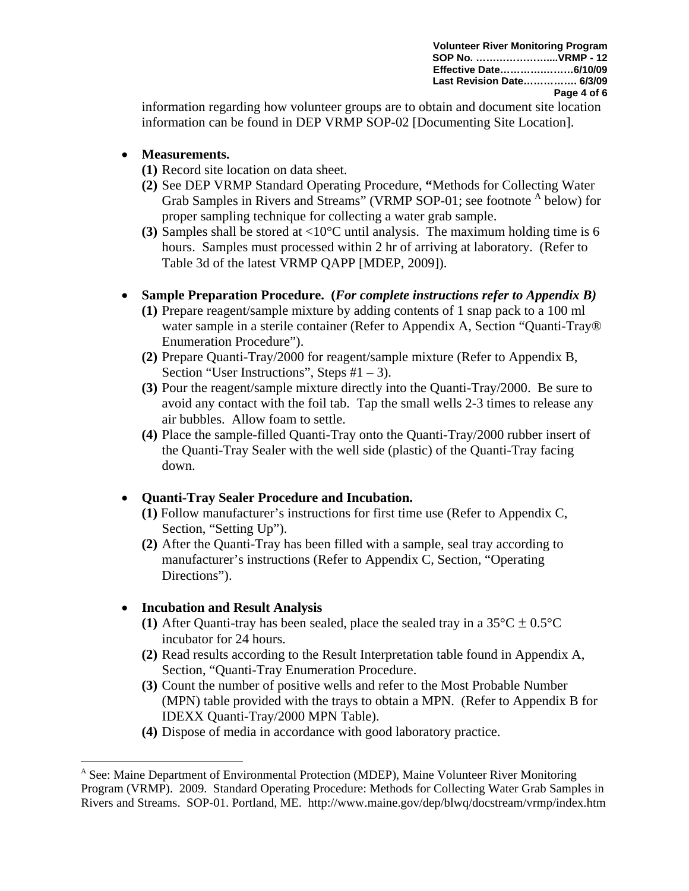information regarding how volunteer groups are to obtain and document site location information can be found in DEP VRMP SOP-02 [Documenting Site Location].

- **Measurements.**
  **(1)** Record site location on data sheet.
  **(2)** See DEP VRMP Standard Operating Procedure, **"**Methods for Collecting Water Grab Samples in Rivers and Streams" (VRMP SOP-01; see footnote [A] below) for proper sampling technique for collecting a water grab sample.
  **(3)** Samples shall be stored at <10°C until analysis. The maximum holding time is 6 hours. Samples must processed within 2 hr of arriving at laboratory. (Refer to Table 3d of the latest VRMP QAPP [MDEP, 2009]).

- **Sample Preparation Procedure. (*For complete instructions refer to Appendix B)***
  **(1)** Prepare reagent/sample mixture by adding contents of 1 snap pack to a 100 ml water sample in a sterile container (Refer to Appendix A, Section "Quanti-Tray® Enumeration Procedure").
  **(2)** Prepare Quanti-Tray/2000 for reagent/sample mixture (Refer to Appendix B, Section "User Instructions", Steps #1 – 3).
  **(3)** Pour the reagent/sample mixture directly into the Quanti-Tray/2000. Be sure to avoid any contact with the foil tab. Tap the small wells 2-3 times to release any air bubbles. Allow foam to settle.
  **(4)** Place the sample-filled Quanti-Tray onto the Quanti-Tray/2000 rubber insert of the Quanti-Tray Sealer with the well side (plastic) of the Quanti-Tray facing down.

- **Quanti-Tray Sealer Procedure and Incubation.**
  **(1)** Follow manufacturer's instructions for first time use (Refer to Appendix C, Section, "Setting Up").
  **(2)** After the Quanti-Tray has been filled with a sample, seal tray according to manufacturer's instructions (Refer to Appendix C, Section, "Operating Directions").

- **Incubation and Result Analysis**
  **(1)** After Quanti-tray has been sealed, place the sealed tray in a 35°C $\pm$ 0.5°C incubator for 24 hours.
  **(2)** Read results according to the Result Interpretation table found in Appendix A, Section, "Quanti-Tray Enumeration Procedure.
  **(3)** Count the number of positive wells and refer to the Most Probable Number (MPN) table provided with the trays to obtain a MPN. (Refer to Appendix B for IDEXX Quanti-Tray/2000 MPN Table).
  **(4)** Dispose of media in accordance with good laboratory practice.

---

[A] See: Maine Department of Environmental Protection (MDEP), Maine Volunteer River Monitoring Program (VRMP). 2009. Standard Operating Procedure: Methods for Collecting Water Grab Samples in Rivers and Streams. SOP-01. Portland, ME. http://www.maine.gov/dep/blwq/docstream/vrmp/index.htm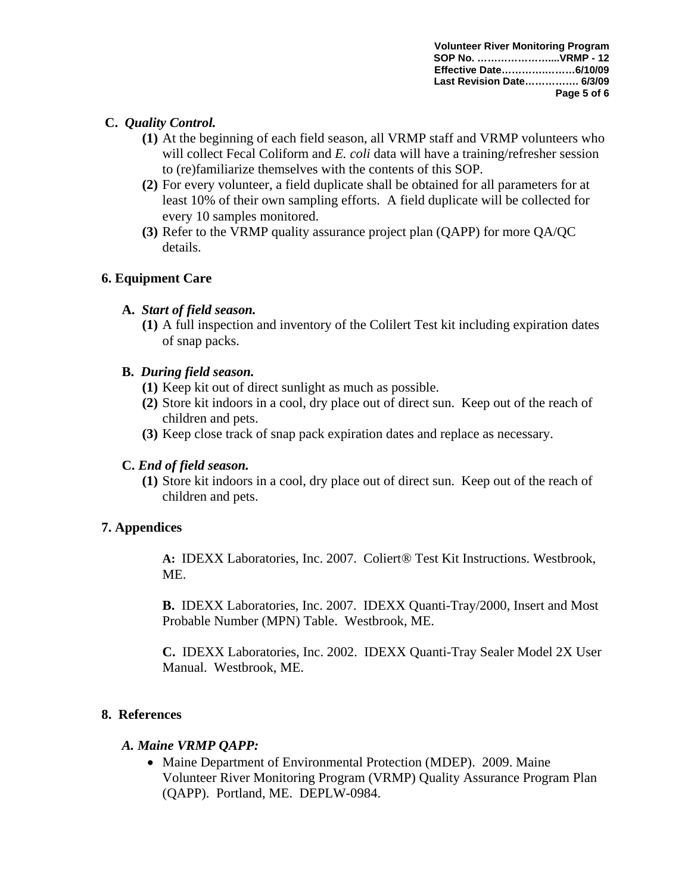**C.** ***Quality Control.***

**(1)** At the beginning of each field season, all VRMP staff and VRMP volunteers who will collect Fecal Coliform and *E. coli* data will have a training/refresher session to (re)familiarize themselves with the contents of this SOP.

**(2)** For every volunteer, a field duplicate shall be obtained for all parameters for at least 10% of their own sampling efforts. A field duplicate will be collected for every 10 samples monitored.

**(3)** Refer to the VRMP quality assurance project plan (QAPP) for more QA/QC details.

## 6. Equipment Care

**A.** ***Start of field season.***

**(1)** A full inspection and inventory of the Colilert Test kit including expiration dates of snap packs.

**B.** ***During field season.***

**(1)** Keep kit out of direct sunlight as much as possible.

**(2)** Store kit indoors in a cool, dry place out of direct sun. Keep out of the reach of children and pets.

**(3)** Keep close track of snap pack expiration dates and replace as necessary.

**C.** ***End of field season.***

**(1)** Store kit indoors in a cool, dry place out of direct sun. Keep out of the reach of children and pets.

## 7. Appendices

**A:** IDEXX Laboratories, Inc. 2007. Coliert® Test Kit Instructions. Westbrook, ME.

**B.** IDEXX Laboratories, Inc. 2007. IDEXX Quanti-Tray/2000, Insert and Most Probable Number (MPN) Table. Westbrook, ME.

**C.** IDEXX Laboratories, Inc. 2002. IDEXX Quanti-Tray Sealer Model 2X User Manual. Westbrook, ME.

## 8. References

***A. Maine VRMP QAPP:***

- Maine Department of Environmental Protection (MDEP). 2009. Maine Volunteer River Monitoring Program (VRMP) Quality Assurance Program Plan (QAPP). Portland, ME. DEPLW-0984.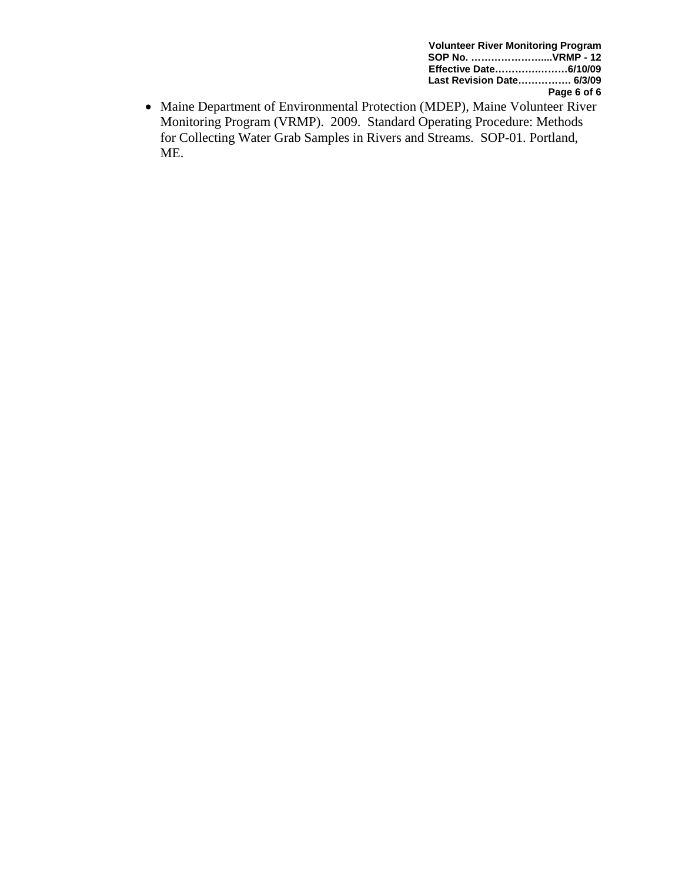- Maine Department of Environmental Protection (MDEP), Maine Volunteer River Monitoring Program (VRMP). 2009. Standard Operating Procedure: Methods for Collecting Water Grab Samples in Rivers and Streams. SOP-01. Portland, ME.